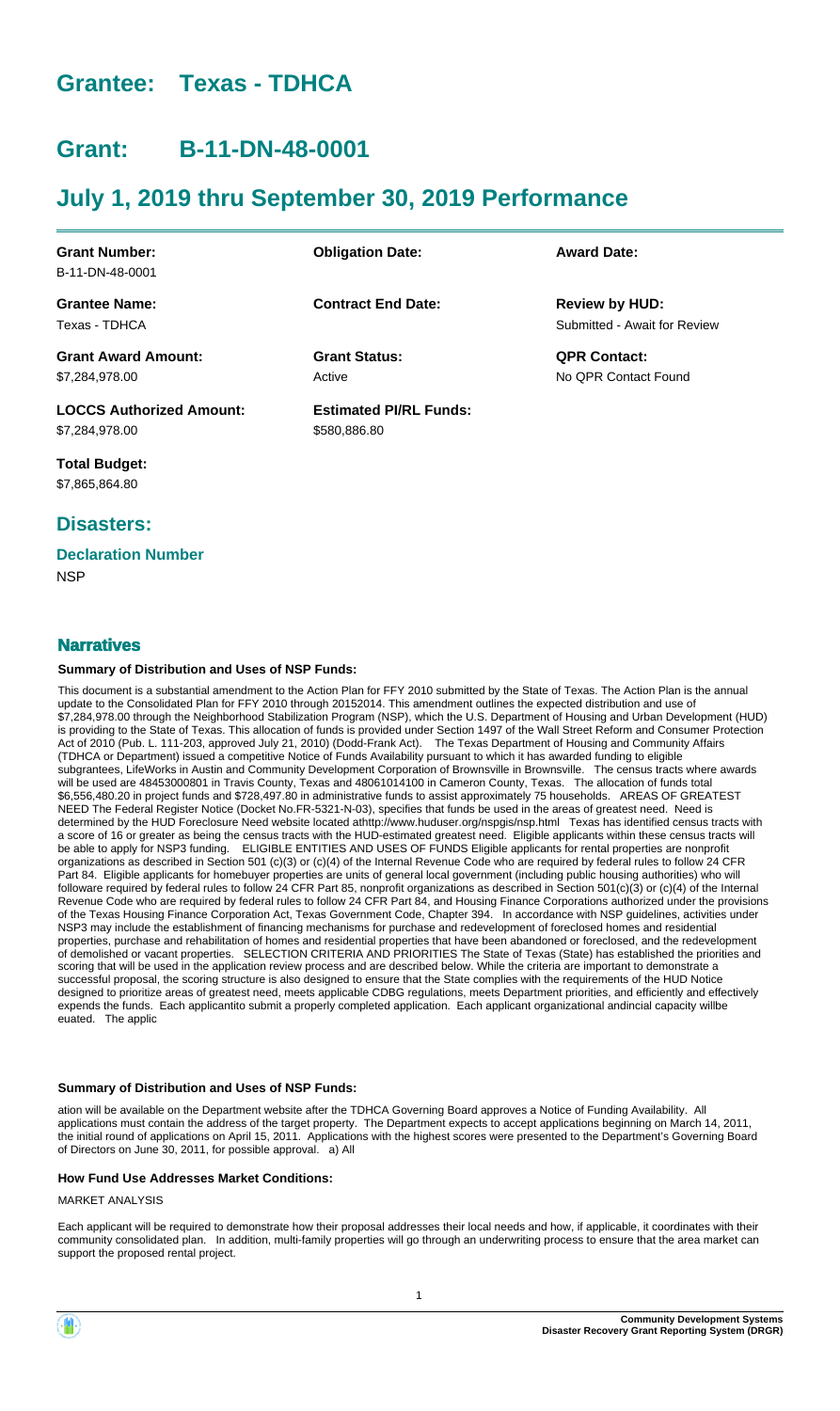# Grantee: Texas - TDHCA

# Grant: B-11-DN-48-0001

# July 1, 2019 thru September 30, 2019 Performance

| **Grant Number:** | **Obligation Date:** | **Award Date:** |
|---|---|---|
| B-11-DN-48-0001 | | |
| **Grantee Name:** | **Contract End Date:** | **Review by HUD:** |
| Texas - TDHCA | | Submitted - Await for Review |
| **Grant Award Amount:** | **Grant Status:** | **QPR Contact:** |
| $7,284,978.00 | Active | No QPR Contact Found |
| **LOCCS Authorized Amount:** | **Estimated PI/RL Funds:** | |
| $7,284,978.00 | $580,886.80 | |
| **Total Budget:** | | |
| $7,865,864.80 | | |

## Disasters:

### Declaration Number

NSP

## Narratives

#### Summary of Distribution and Uses of NSP Funds:

This document is a substantial amendment to the Action Plan for FFY 2010 submitted by the State of Texas. The Action Plan is the annual update to the Consolidated Plan for FFY 2010 through 20152014. This amendment outlines the expected distribution and use of $7,284,978.00 through the Neighborhood Stabilization Program (NSP), which the U.S. Department of Housing and Urban Development (HUD) is providing to the State of Texas. This allocation of funds is provided under Section 1497 of the Wall Street Reform and Consumer Protection Act of 2010 (Pub. L. 111-203, approved July 21, 2010) (Dodd-Frank Act). The Texas Department of Housing and Community Affairs (TDHCA or Department) issued a competitive Notice of Funds Availability pursuant to which it has awarded funding to eligible subgrantees, LifeWorks in Austin and Community Development Corporation of Brownsville in Brownsville. The census tracts where awards will be used are 48453000801 in Travis County, Texas and 48061014100 in Cameron County, Texas. The allocation of funds total $6,556,480.20 in project funds and $728,497.80 in administrative funds to assist approximately 75 households. AREAS OF GREATEST NEED The Federal Register Notice (Docket No.FR-5321-N-03), specifies that funds be used in the areas of greatest need. Need is determined by the HUD Foreclosure Need website located athttp://www.huduser.org/nspgis/nsp.html Texas has identified census tracts with a score of 16 or greater as being the census tracts with the HUD-estimated greatest need. Eligible applicants within these census tracts will be able to apply for NSP3 funding. ELIGIBLE ENTITIES AND USES OF FUNDS Eligible applicants for rental properties are nonprofit organizations as described in Section 501 (c)(3) or (c)(4) of the Internal Revenue Code who are required by federal rules to follow 24 CFR Part 84. Eligible applicants for homebuyer properties are units of general local government (including public housing authorities) who will followare required by federal rules to follow 24 CFR Part 85, nonprofit organizations as described in Section 501(c)(3) or (c)(4) of the Internal Revenue Code who are required by federal rules to follow 24 CFR Part 84, and Housing Finance Corporations authorized under the provisions of the Texas Housing Finance Corporation Act, Texas Government Code, Chapter 394. In accordance with NSP guidelines, activities under NSP3 may include the establishment of financing mechanisms for purchase and redevelopment of foreclosed homes and residential properties, purchase and rehabilitation of homes and residential properties that have been abandoned or foreclosed, and the redevelopment of demolished or vacant properties. SELECTION CRITERIA AND PRIORITIES The State of Texas (State) has established the priorities and scoring that will be used in the application review process and are described below. While the criteria are important to demonstrate a successful proposal, the scoring structure is also designed to ensure that the State complies with the requirements of the HUD Notice designed to prioritize areas of greatest need, meets applicable CDBG regulations, meets Department priorities, and efficiently and effectively expends the funds. Each applicantito submit a properly completed application. Each applicant organizational andincial capacity willbe euated. The applic

#### Summary of Distribution and Uses of NSP Funds:

ation will be available on the Department website after the TDHCA Governing Board approves a Notice of Funding Availability. All applications must contain the address of the target property. The Department expects to accept applications beginning on March 14, 2011, the initial round of applications on April 15, 2011. Applications with the highest scores were presented to the Department's Governing Board of Directors on June 30, 2011, for possible approval. a) All

#### How Fund Use Addresses Market Conditions:

MARKET ANALYSIS

Each applicant will be required to demonstrate how their proposal addresses their local needs and how, if applicable, it coordinates with their community consolidated plan. In addition, multi-family properties will go through an underwriting process to ensure that the area market can support the proposed rental project.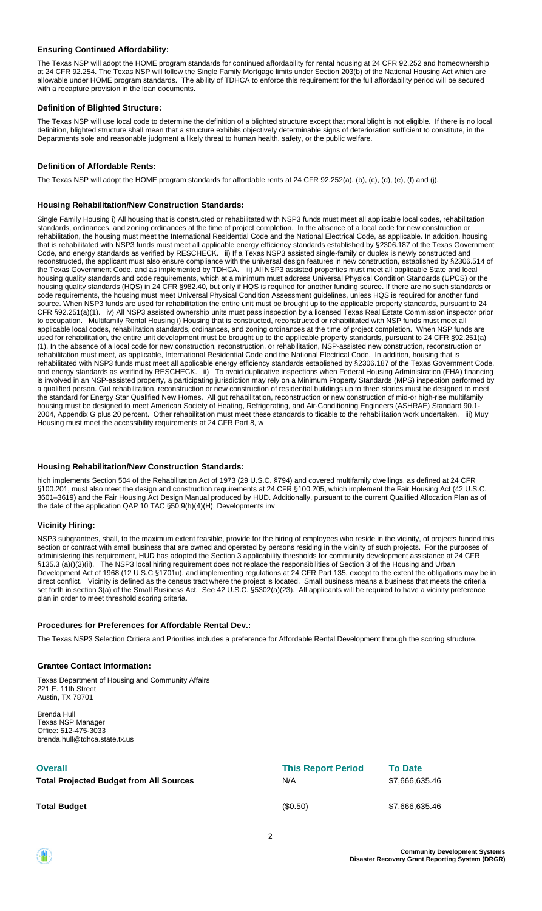### Ensuring Continued Affordability:

The Texas NSP will adopt the HOME program standards for continued affordability for rental housing at 24 CFR 92.252 and homeownership at 24 CFR 92.254. The Texas NSP will follow the Single Family Mortgage limits under Section 203(b) of the National Housing Act which are allowable under HOME program standards. The ability of TDHCA to enforce this requirement for the full affordability period will be secured with a recapture provision in the loan documents.

### Definition of Blighted Structure:

The Texas NSP will use local code to determine the definition of a blighted structure except that moral blight is not eligible. If there is no local definition, blighted structure shall mean that a structure exhibits objectively determinable signs of deterioration sufficient to constitute, in the Departments sole and reasonable judgment a likely threat to human health, safety, or the public welfare.

### Definition of Affordable Rents:

The Texas NSP will adopt the HOME program standards for affordable rents at 24 CFR 92.252(a), (b), (c), (d), (e), (f) and (j).

### Housing Rehabilitation/New Construction Standards:

Single Family Housing i) All housing that is constructed or rehabilitated with NSP3 funds must meet all applicable local codes, rehabilitation standards, ordinances, and zoning ordinances at the time of project completion. In the absence of a local code for new construction or rehabilitation, the housing must meet the International Residential Code and the National Electrical Code, as applicable. In addition, housing that is rehabilitated with NSP3 funds must meet all applicable energy efficiency standards established by §2306.187 of the Texas Government Code, and energy standards as verified by RESCHECK. ii) If a Texas NSP3 assisted single-family or duplex is newly constructed and reconstructed, the applicant must also ensure compliance with the universal design features in new construction, established by §2306.514 of the Texas Government Code, and as implemented by TDHCA. iii) All NSP3 assisted properties must meet all applicable State and local housing quality standards and code requirements, which at a minimum must address Universal Physical Condition Standards (UPCS) or the housing quality standards (HQS) in 24 CFR §982.40, but only if HQS is required for another funding source. If there are no such standards or code requirements, the housing must meet Universal Physical Condition Assessment guidelines, unless HQS is required for another fund source. When NSP3 funds are used for rehabilitation the entire unit must be brought up to the applicable property standards, pursuant to 24 CFR §92.251(a)(1). iv) All NSP3 assisted ownership units must pass inspection by a licensed Texas Real Estate Commission inspector prior to occupation. Multifamily Rental Housing i) Housing that is constructed, reconstructed or rehabilitated with NSP funds must meet all applicable local codes, rehabilitation standards, ordinances, and zoning ordinances at the time of project completion. When NSP funds are used for rehabilitation, the entire unit development must be brought up to the applicable property standards, pursuant to 24 CFR §92.251(a)(1). In the absence of a local code for new construction, reconstruction, or rehabilitation, NSP-assisted new construction, reconstruction or rehabilitation must meet, as applicable, International Residential Code and the National Electrical Code. In addition, housing that is rehabilitated with NSP3 funds must meet all applicable energy efficiency standards established by §2306.187 of the Texas Government Code, and energy standards as verified by RESCHECK. ii) To avoid duplicative inspections when Federal Housing Administration (FHA) financing is involved in an NSP-assisted property, a participating jurisdiction may rely on a Minimum Property Standards (MPS) inspection performed by a qualified person. Gut rehabilitation, reconstruction or new construction of residential buildings up to three stories must be designed to meet the standard for Energy Star Qualified New Homes. All gut rehabilitation, reconstruction or new construction of mid-or high-rise multifamily housing must be designed to meet American Society of Heating, Refrigerating, and Air-Conditioning Engineers (ASHRAE) Standard 90.1-2004, Appendix G plus 20 percent. Other rehabilitation must meet these standards to tlicable to the rehabilitation work undertaken. iii) Muy Housing must meet the accessibility requirements at 24 CFR Part 8, w

### Housing Rehabilitation/New Construction Standards:

hich implements Section 504 of the Rehabilitation Act of 1973 (29 U.S.C. §794) and covered multifamily dwellings, as defined at 24 CFR §100.201, must also meet the design and construction requirements at 24 CFR §100.205, which implement the Fair Housing Act (42 U.S.C. 3601–3619) and the Fair Housing Act Design Manual produced by HUD. Additionally, pursuant to the current Qualified Allocation Plan as of the date of the application QAP 10 TAC §50.9(h)(4)(H), Developments inv

### Vicinity Hiring:

NSP3 subgrantees, shall, to the maximum extent feasible, provide for the hiring of employees who reside in the vicinity, of projects funded this section or contract with small business that are owned and operated by persons residing in the vicinity of such projects. For the purposes of administering this requirement, HUD has adopted the Section 3 applicability thresholds for community development assistance at 24 CFR §135.3 (a)()(3)(ii). The NSP3 local hiring requirement does not replace the responsibilities of Section 3 of the Housing and Urban Development Act of 1968 (12 U.S.C §1701u), and implementing regulations at 24 CFR Part 135, except to the extent the obligations may be in direct conflict. Vicinity is defined as the census tract where the project is located. Small business means a business that meets the criteria set forth in section 3(a) of the Small Business Act. See 42 U.S.C. §5302(a)(23). All applicants will be required to have a vicinity preference plan in order to meet threshold scoring criteria.

### Procedures for Preferences for Affordable Rental Dev.:

The Texas NSP3 Selection Critiera and Priorities includes a preference for Affordable Rental Development through the scoring structure.

### Grantee Contact Information:

Texas Department of Housing and Community Affairs
221 E. 11th Street
Austin, TX 78701

Brenda Hull
Texas NSP Manager
Office: 512-475-3033
brenda.hull@tdhca.state.tx.us

| Overall | This Report Period | To Date |
|---|---|---|
| Total Projected Budget from All Sources | N/A | $7,666,635.46 |
| Total Budget | ($0.50) | $7,666,635.46 |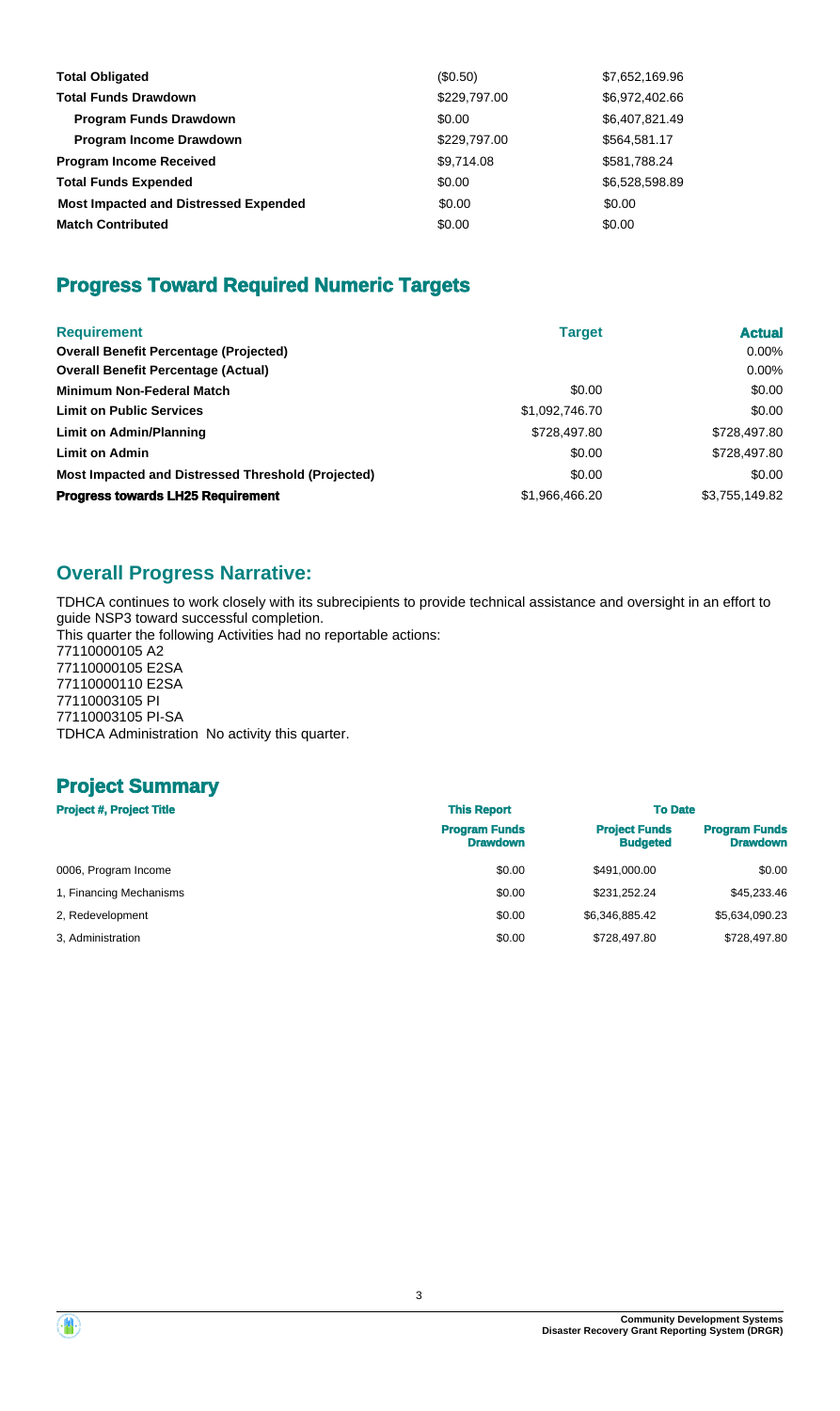| | | |
|---|---|---|
| **Total Obligated** | ($0.50) | $7,652,169.96 |
| **Total Funds Drawdown** | $229,797.00 | $6,972,402.66 |
| **Program Funds Drawdown** | $0.00 | $6,407,821.49 |
| **Program Income Drawdown** | $229,797.00 | $564,581.17 |
| **Program Income Received** | $9,714.08 | $581,788.24 |
| **Total Funds Expended** | $0.00 | $6,528,598.89 |
| **Most Impacted and Distressed Expended** | $0.00 | $0.00 |
| **Match Contributed** | $0.00 | $0.00 |

## Progress Toward Required Numeric Targets

| Requirement | Target | Actual |
|---|---|---|
| **Overall Benefit Percentage (Projected)** | | 0.00% |
| **Overall Benefit Percentage (Actual)** | | 0.00% |
| **Minimum Non-Federal Match** | $0.00 | $0.00 |
| **Limit on Public Services** | $1,092,746.70 | $0.00 |
| **Limit on Admin/Planning** | $728,497.80 | $728,497.80 |
| **Limit on Admin** | $0.00 | $728,497.80 |
| **Most Impacted and Distressed Threshold (Projected)** | $0.00 | $0.00 |
| **Progress towards LH25 Requirement** | $1,966,466.20 | $3,755,149.82 |

## Overall Progress Narrative:

TDHCA continues to work closely with its subrecipients to provide technical assistance and oversight in an effort to guide NSP3 toward successful completion.
This quarter the following Activities had no reportable actions:
77110000105 A2
77110000105 E2SA
77110000110 E2SA
77110003105 PI
77110003105 PI-SA
TDHCA Administration No activity this quarter.

## Project Summary

| Project #, Project Title | This Report | To Date | |
|---|---|---|---|
| | **Program Funds Drawdown** | **Project Funds Budgeted** | **Program Funds Drawdown** |
| 0006, Program Income | $0.00 | $491,000.00 | $0.00 |
| 1, Financing Mechanisms | $0.00 | $231,252.24 | $45,233.46 |
| 2, Redevelopment | $0.00 | $6,346,885.42 | $5,634,090.23 |
| 3, Administration | $0.00 | $728,497.80 | $728,497.80 |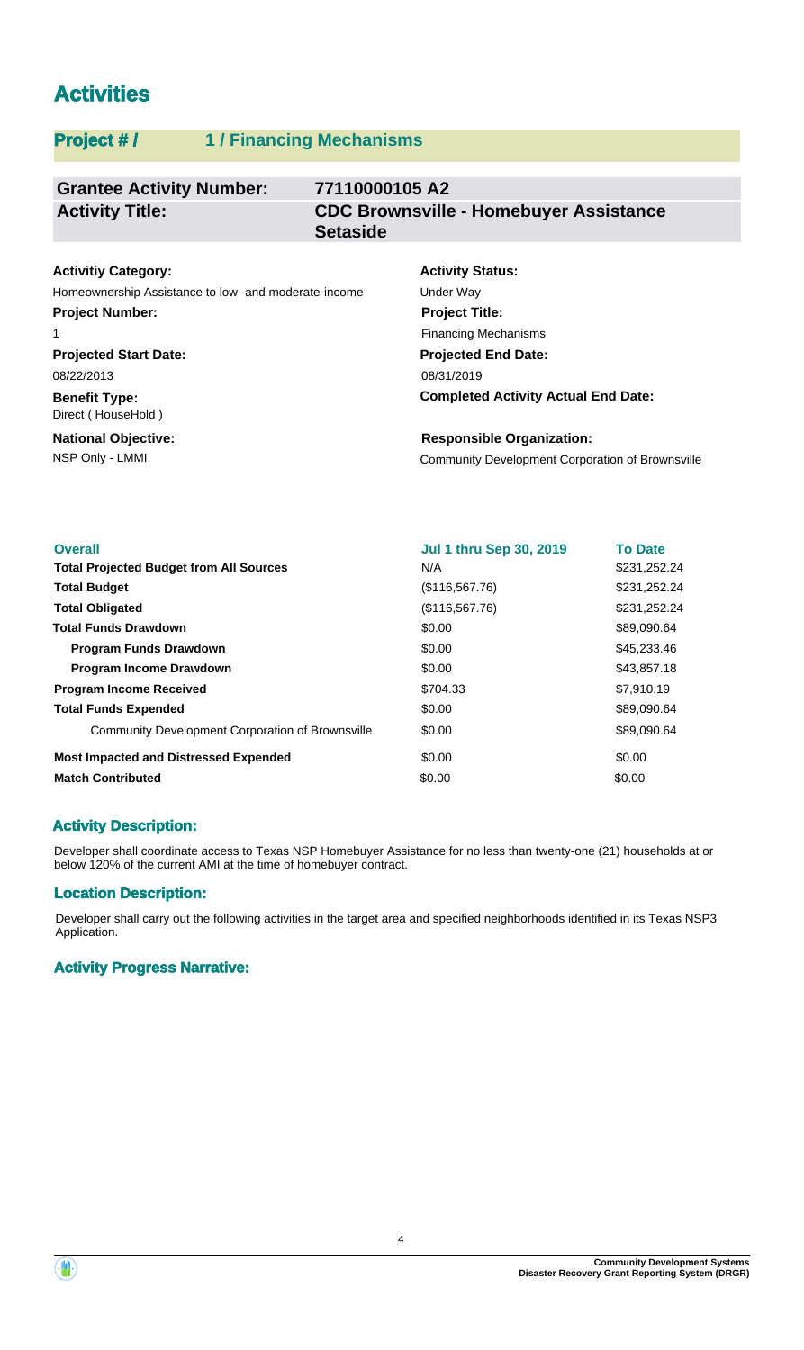# Activities

## Project # / 1 / Financing Mechanisms

| **Grantee Activity Number:** | **77110000105 A2** |
|---|---|
| **Activity Title:** | **CDC Brownsville - Homebuyer Assistance Setaside** |

**Activitiy Category:**
Homeownership Assistance to low- and moderate-income

**Activity Status:**
Under Way

**Project Number:**
1

**Project Title:**
Financing Mechanisms

**Projected Start Date:**
08/22/2013

**Projected End Date:**
08/31/2019

**Benefit Type:**
Direct ( HouseHold )

**Completed Activity Actual End Date:**

**National Objective:**
NSP Only - LMMI

**Responsible Organization:**
Community Development Corporation of Brownsville

| Overall | Jul 1 thru Sep 30, 2019 | To Date |
|---|---|---|
| **Total Projected Budget from All Sources** | N/A | $231,252.24 |
| **Total Budget** | ($116,567.76) | $231,252.24 |
| **Total Obligated** | ($116,567.76) | $231,252.24 |
| **Total Funds Drawdown** | $0.00 | $89,090.64 |
| **Program Funds Drawdown** | $0.00 | $45,233.46 |
| **Program Income Drawdown** | $0.00 | $43,857.18 |
| **Program Income Received** | $704.33 | $7,910.19 |
| **Total Funds Expended** | $0.00 | $89,090.64 |
| Community Development Corporation of Brownsville | $0.00 | $89,090.64 |
| **Most Impacted and Distressed Expended** | $0.00 | $0.00 |
| **Match Contributed** | $0.00 | $0.00 |

### Activity Description:

Developer shall coordinate access to Texas NSP Homebuyer Assistance for no less than twenty-one (21) households at or below 120% of the current AMI at the time of homebuyer contract.

### Location Description:

Developer shall carry out the following activities in the target area and specified neighborhoods identified in its Texas NSP3 Application.

### Activity Progress Narrative: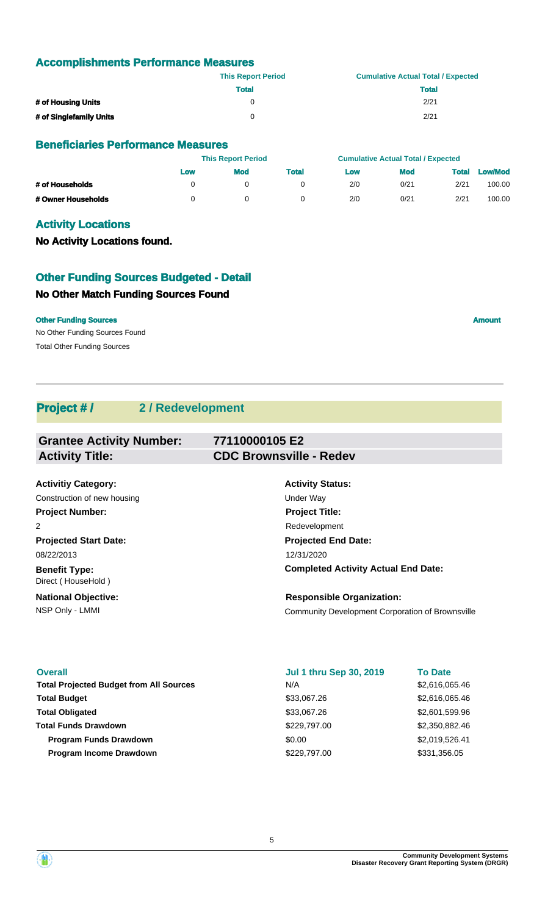## Accomplishments Performance Measures

| | This Report Period | Cumulative Actual Total / Expected |
|---|---|---|
| | Total | Total |
| # of Housing Units | 0 | 2/21 |
| # of Singlefamily Units | 0 | 2/21 |

## Beneficiaries Performance Measures

| | This Report Period | | | Cumulative Actual Total / Expected | | | |
|---|---|---|---|---|---|---|---|
| | Low | Mod | Total | Low | Mod | Total | Low/Mod |
| # of Households | 0 | 0 | 0 | 2/0 | 0/21 | 2/21 | 100.00 |
| # Owner Households | 0 | 0 | 0 | 2/0 | 0/21 | 2/21 | 100.00 |

## Activity Locations

**No Activity Locations found.**

## Other Funding Sources Budgeted - Detail

### No Other Match Funding Sources Found

| Other Funding Sources | Amount |
|---|---|
| No Other Funding Sources Found | |
| Total Other Funding Sources | |

---

## Project # / 2 / Redevelopment

**Grantee Activity Number:** 77110000105 E2
**Activity Title:** CDC Brownsville - Redev

**Activitiy Category:**
Construction of new housing

**Activity Status:**
Under Way

**Project Number:**
2

**Project Title:**
Redevelopment

**Projected Start Date:**
08/22/2013

**Projected End Date:**
12/31/2020

**Benefit Type:**
Direct ( HouseHold )

**Completed Activity Actual End Date:**

**National Objective:**
NSP Only - LMMI

**Responsible Organization:**
Community Development Corporation of Brownsville

| Overall | Jul 1 thru Sep 30, 2019 | To Date |
|---|---|---|
| Total Projected Budget from All Sources | N/A | $2,616,065.46 |
| Total Budget | $33,067.26 | $2,616,065.46 |
| Total Obligated | $33,067.26 | $2,601,599.96 |
| Total Funds Drawdown | $229,797.00 | $2,350,882.46 |
| Program Funds Drawdown | $0.00 | $2,019,526.41 |
| Program Income Drawdown | $229,797.00 | $331,356.05 |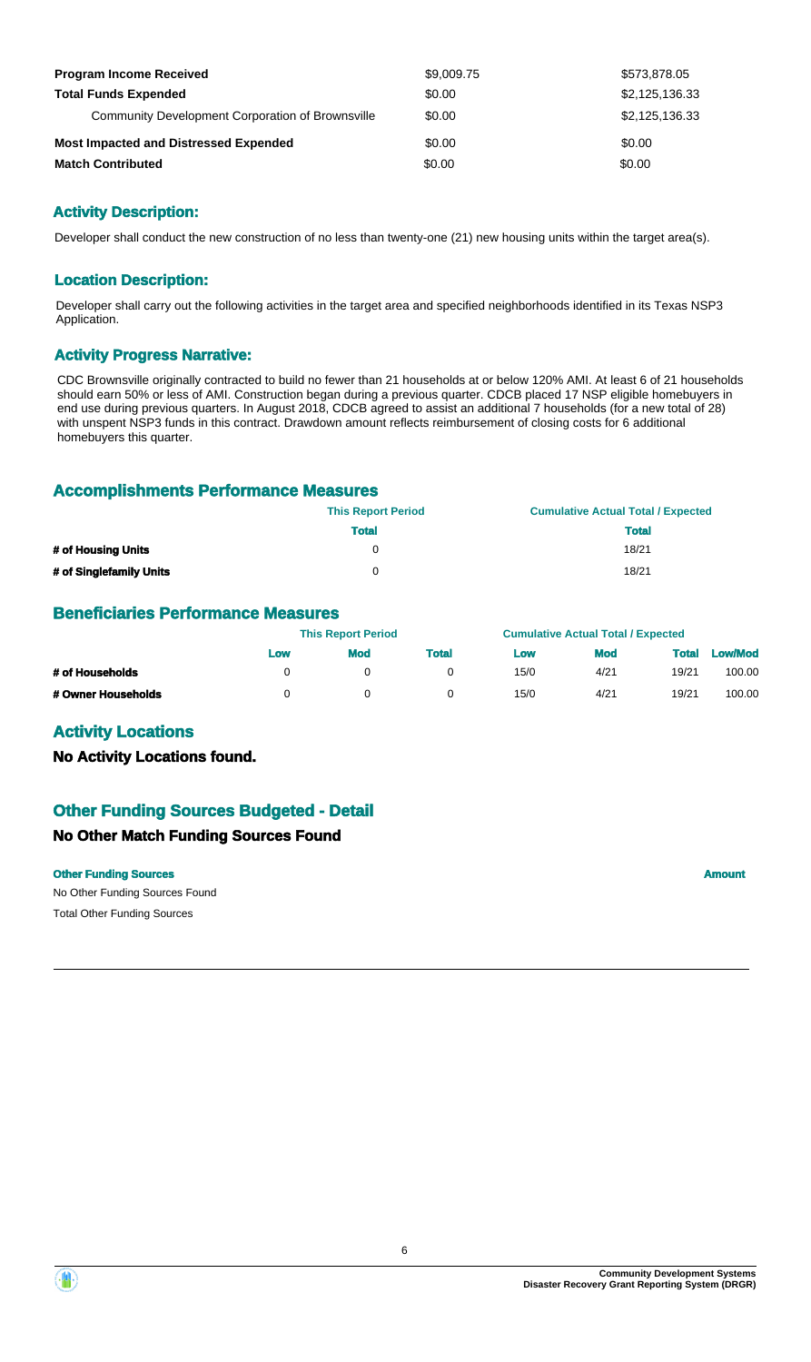| | | |
|---|---|---|
| **Program Income Received** | $9,009.75 | $573,878.05 |
| **Total Funds Expended** | $0.00 | $2,125,136.33 |
| Community Development Corporation of Brownsville | $0.00 | $2,125,136.33 |
| **Most Impacted and Distressed Expended** | $0.00 | $0.00 |
| **Match Contributed** | $0.00 | $0.00 |

## Activity Description:

Developer shall conduct the new construction of no less than twenty-one (21) new housing units within the target area(s).

## Location Description:

Developer shall carry out the following activities in the target area and specified neighborhoods identified in its Texas NSP3 Application.

## Activity Progress Narrative:

CDC Brownsville originally contracted to build no fewer than 21 households at or below 120% AMI. At least 6 of 21 households should earn 50% or less of AMI. Construction began during a previous quarter. CDCB placed 17 NSP eligible homebuyers in end use during previous quarters. In August 2018, CDCB agreed to assist an additional 7 households (for a new total of 28) with unspent NSP3 funds in this contract. Drawdown amount reflects reimbursement of closing costs for 6 additional homebuyers this quarter.

## Accomplishments Performance Measures

| | This Report Period | Cumulative Actual Total / Expected |
|---|---|---|
| | **Total** | **Total** |
| **# of Housing Units** | 0 | 18/21 |
| **# of Singlefamily Units** | 0 | 18/21 |

## Beneficiaries Performance Measures

| | This Report Period | | | Cumulative Actual Total / Expected | | | |
|---|---|---|---|---|---|---|---|
| | **Low** | **Mod** | **Total** | **Low** | **Mod** | **Total** | **Low/Mod** |
| **# of Households** | 0 | 0 | 0 | 15/0 | 4/21 | 19/21 | 100.00 |
| **# Owner Households** | 0 | 0 | 0 | 15/0 | 4/21 | 19/21 | 100.00 |

## Activity Locations

**No Activity Locations found.**

## Other Funding Sources Budgeted - Detail

### No Other Match Funding Sources Found

| **Other Funding Sources** | **Amount** |
|---|---|
| No Other Funding Sources Found | |
| Total Other Funding Sources | |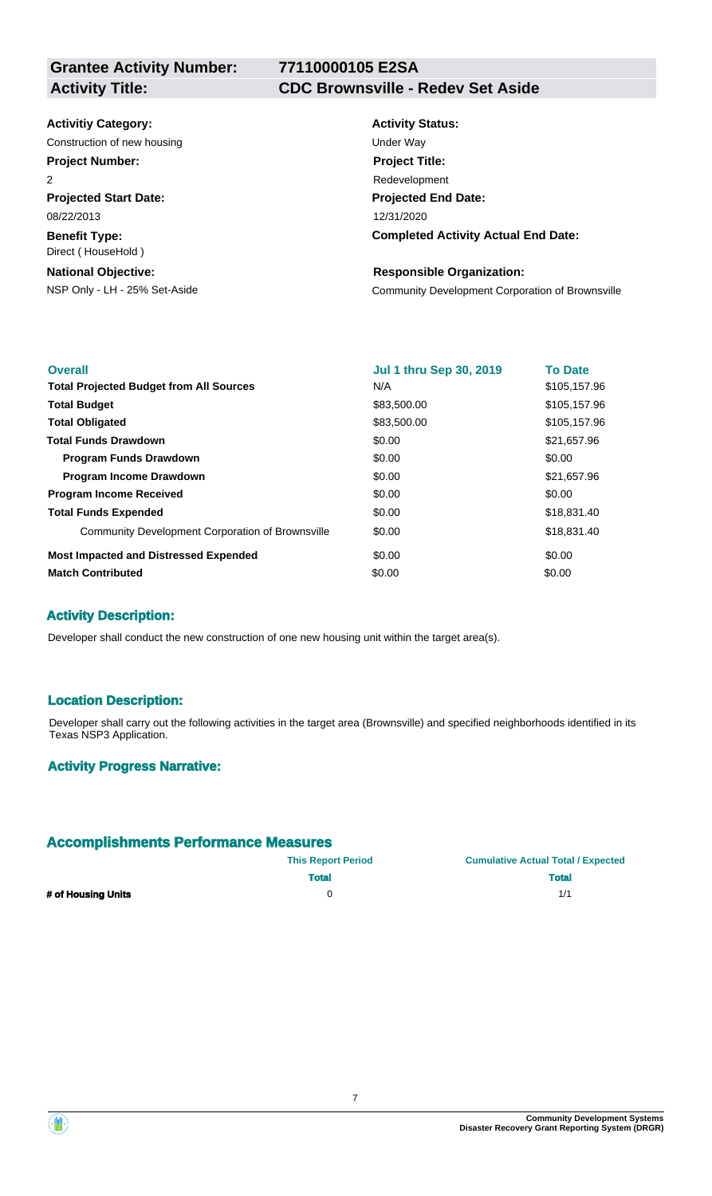| | |
|---|---|
| **Grantee Activity Number:** | **77110000105 E2SA** |
| **Activity Title:** | **CDC Brownsville - Redev Set Aside** |

| | |
|---|---|
| **Activitiy Category:** | **Activity Status:** |
| Construction of new housing | Under Way |
| **Project Number:** | **Project Title:** |
| 2 | Redevelopment |
| **Projected Start Date:** | **Projected End Date:** |
| 08/22/2013 | 12/31/2020 |
| **Benefit Type:** | **Completed Activity Actual End Date:** |
| Direct ( HouseHold ) | |
| **National Objective:** | **Responsible Organization:** |
| NSP Only - LH - 25% Set-Aside | Community Development Corporation of Brownsville |

| Overall | Jul 1 thru Sep 30, 2019 | To Date |
|---|---|---|
| **Total Projected Budget from All Sources** | N/A | $105,157.96 |
| **Total Budget** | $83,500.00 | $105,157.96 |
| **Total Obligated** | $83,500.00 | $105,157.96 |
| **Total Funds Drawdown** | $0.00 | $21,657.96 |
| **Program Funds Drawdown** | $0.00 | $0.00 |
| **Program Income Drawdown** | $0.00 | $21,657.96 |
| **Program Income Received** | $0.00 | $0.00 |
| **Total Funds Expended** | $0.00 | $18,831.40 |
| Community Development Corporation of Brownsville | $0.00 | $18,831.40 |
| **Most Impacted and Distressed Expended** | $0.00 | $0.00 |
| **Match Contributed** | $0.00 | $0.00 |

### Activity Description:

Developer shall conduct the new construction of one new housing unit within the target area(s).

### Location Description:

Developer shall carry out the following activities in the target area (Brownsville) and specified neighborhoods identified in its Texas NSP3 Application.

### Activity Progress Narrative:

## Accomplishments Performance Measures

| | This Report Period | Cumulative Actual Total / Expected |
|---|---|---|
| | **Total** | **Total** |
| **# of Housing Units** | 0 | 1/1 |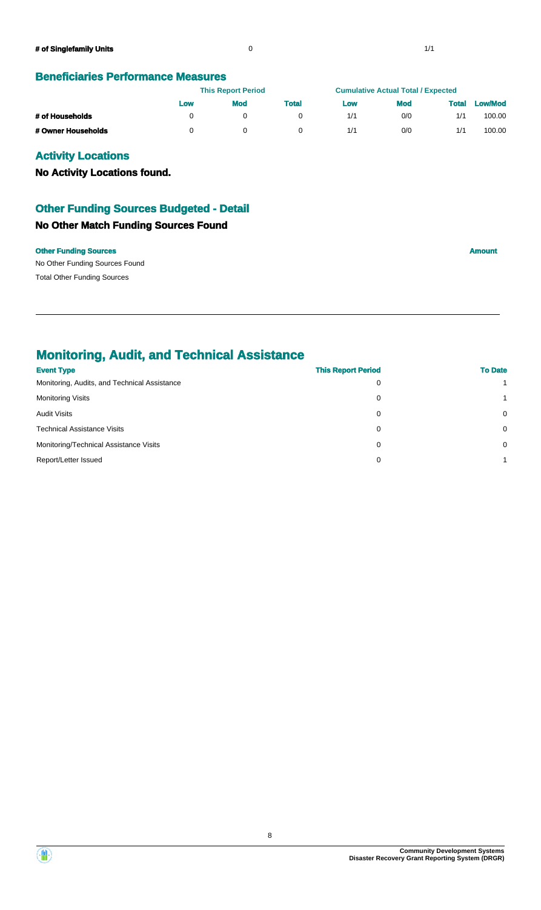| | | |
|---|---|---|
| **# of Singlefamily Units** | 0 | 1/1 |

## Beneficiaries Performance Measures

| | This Report Period | | | Cumulative Actual Total / Expected | | | |
|---|---|---|---|---|---|---|---|
| | Low | Mod | Total | Low | Mod | Total | Low/Mod |
| **# of Households** | 0 | 0 | 0 | 1/1 | 0/0 | 1/1 | 100.00 |
| **# Owner Households** | 0 | 0 | 0 | 1/1 | 0/0 | 1/1 | 100.00 |

## Activity Locations

**No Activity Locations found.**

## Other Funding Sources Budgeted - Detail

### No Other Match Funding Sources Found

| Other Funding Sources | Amount |
|---|---|
| No Other Funding Sources Found | |
| Total Other Funding Sources | |

# Monitoring, Audit, and Technical Assistance

| Event Type | This Report Period | To Date |
|---|---|---|
| Monitoring, Audits, and Technical Assistance | 0 | 1 |
| Monitoring Visits | 0 | 1 |
| Audit Visits | 0 | 0 |
| Technical Assistance Visits | 0 | 0 |
| Monitoring/Technical Assistance Visits | 0 | 0 |
| Report/Letter Issued | 0 | 1 |